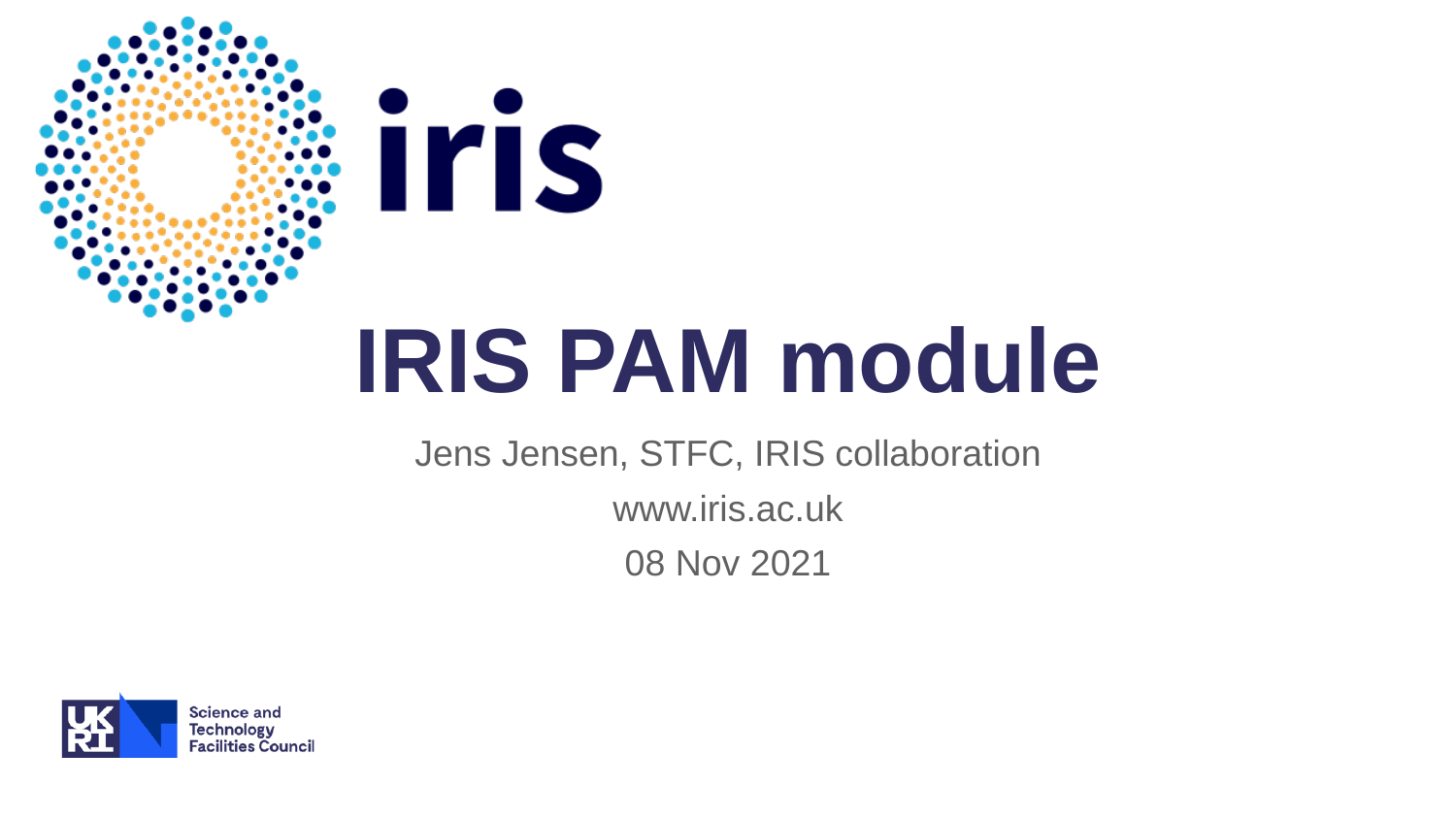iris

# IRIS PAM module

Jens Jensen, STFC, IRIS collaboration

www.iris.ac.uk

08 Nov 2021

Science and Technology Facilities Council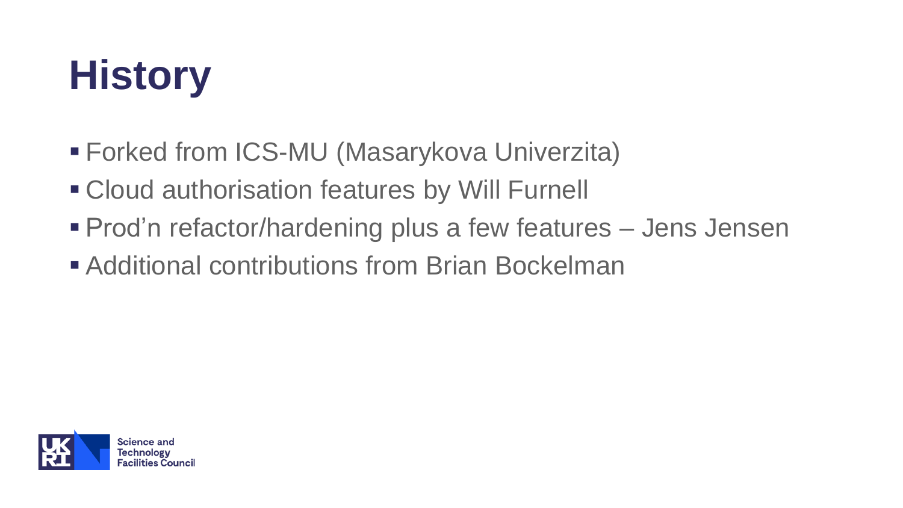# History

- Forked from ICS-MU (Masarykova Univerzita)
- Cloud authorisation features by Will Furnell
- Prod'n refactor/hardening plus a few features – Jens Jensen
- Additional contributions from Brian Bockelman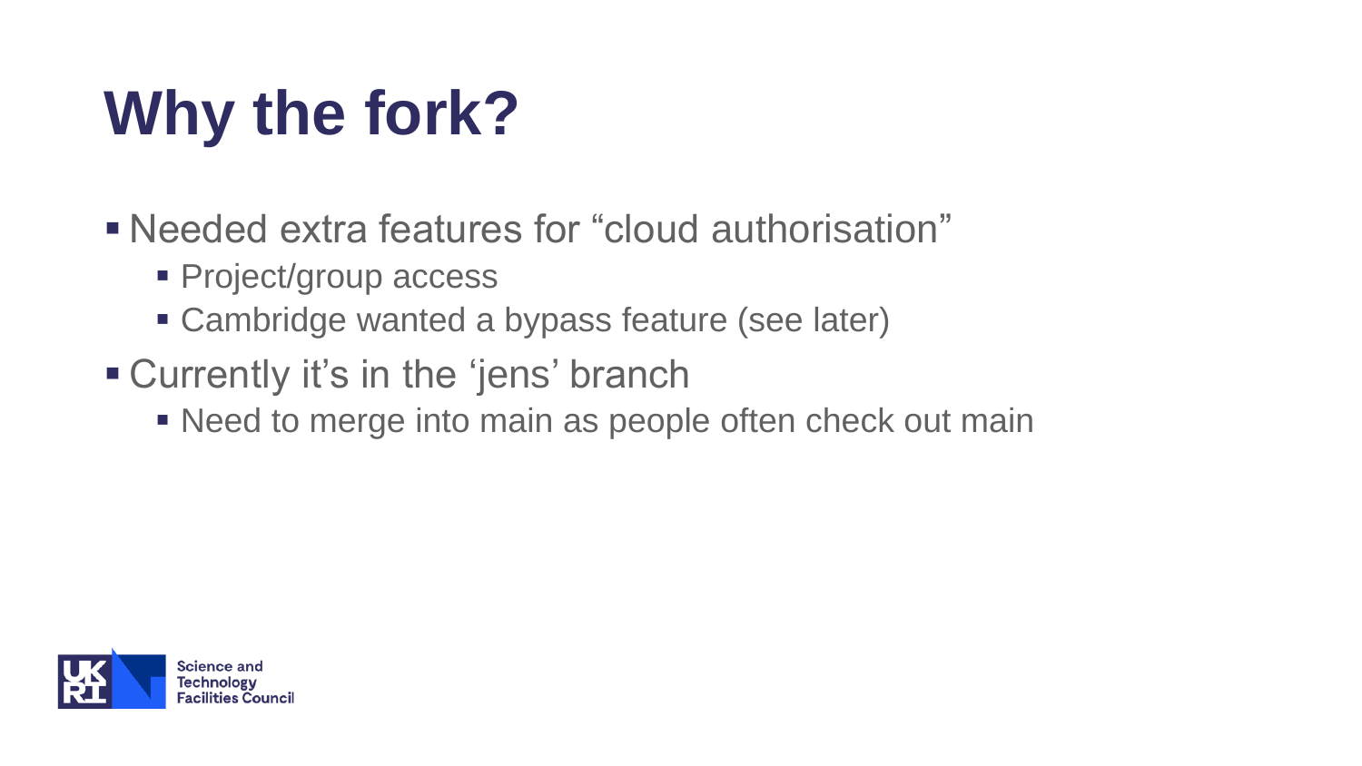# Why the fork?

- Needed extra features for “cloud authorisation”
  - Project/group access
  - Cambridge wanted a bypass feature (see later)
- Currently it’s in the ‘jens’ branch
  - Need to merge into main as people often check out main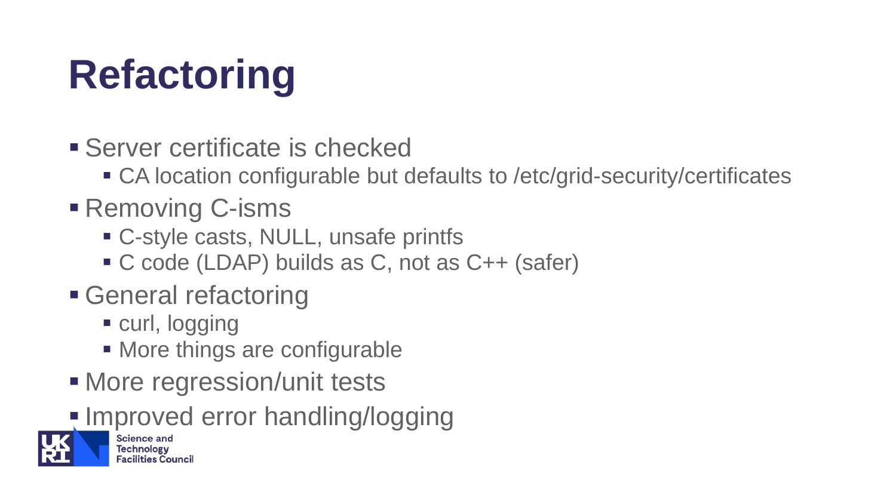# Refactoring

- Server certificate is checked
  - CA location configurable but defaults to /etc/grid-security/certificates
- Removing C-isms
  - C-style casts, NULL, unsafe printfs
  - C code (LDAP) builds as C, not as C++ (safer)
- General refactoring
  - curl, logging
  - More things are configurable
- More regression/unit tests
- Improved error handling/logging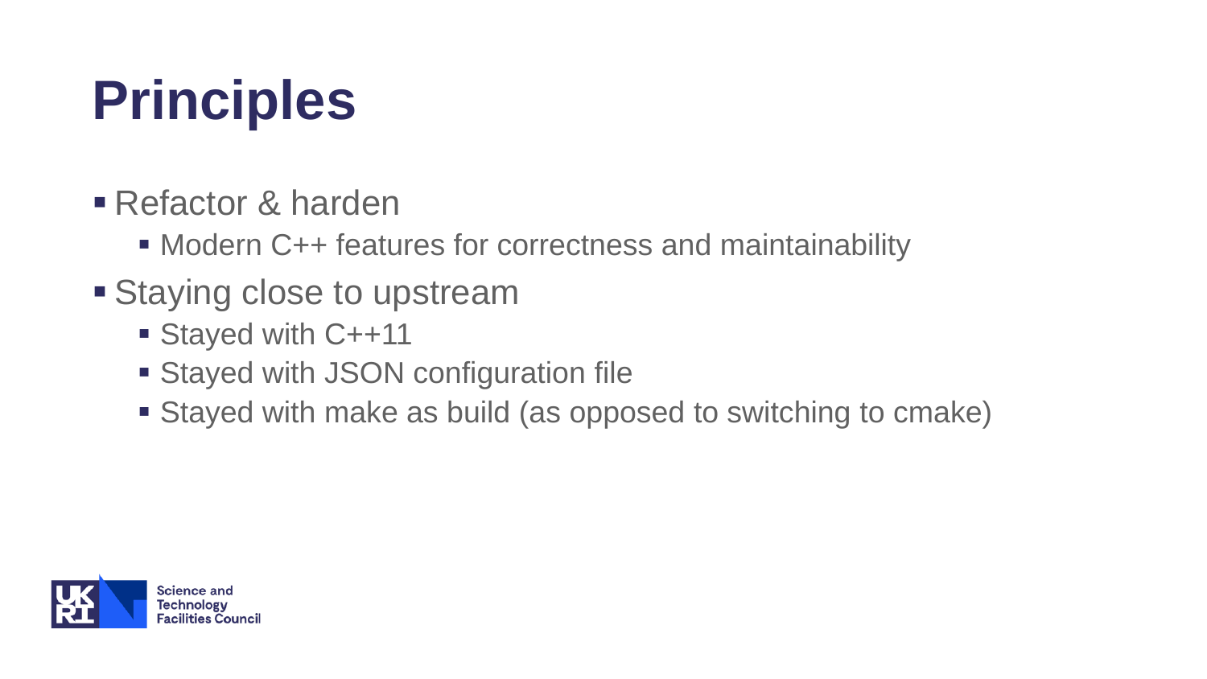# Principles

- Refactor & harden
  - Modern C++ features for correctness and maintainability
- Staying close to upstream
  - Stayed with C++11
  - Stayed with JSON configuration file
  - Stayed with make as build (as opposed to switching to cmake)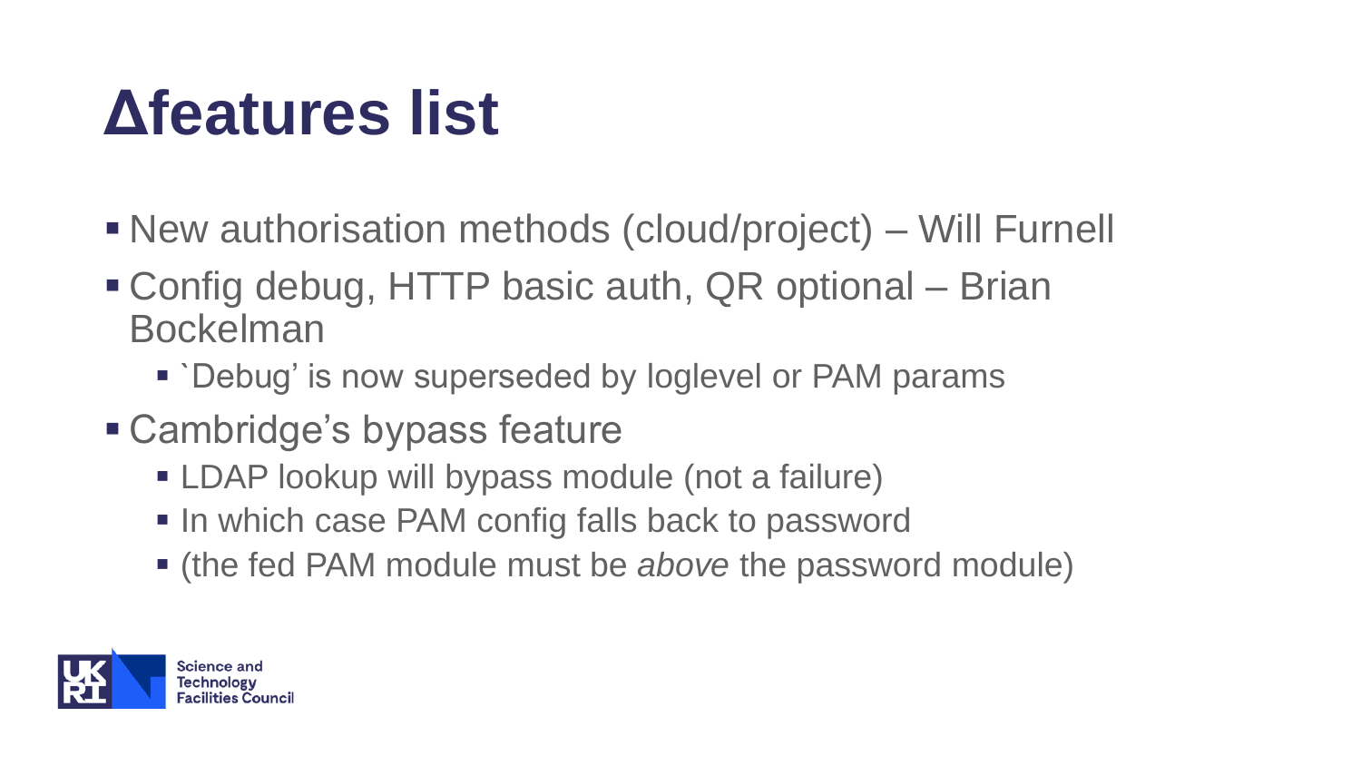# Δfeatures list

- New authorisation methods (cloud/project) – Will Furnell
- Config debug, HTTP basic auth, QR optional – Brian Bockelman
  - `Debug' is now superseded by loglevel or PAM params
- Cambridge's bypass feature
  - LDAP lookup will bypass module (not a failure)
  - In which case PAM config falls back to password
  - (the fed PAM module must be *above* the password module)

Science and Technology Facilities Council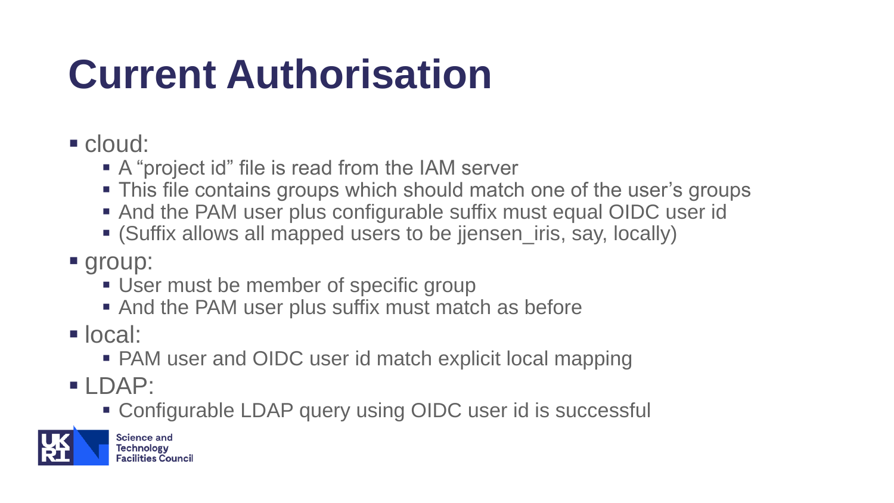# Current Authorisation

- cloud:
  - A “project id” file is read from the IAM server
  - This file contains groups which should match one of the user’s groups
  - And the PAM user plus configurable suffix must equal OIDC user id
  - (Suffix allows all mapped users to be jjensen_iris, say, locally)
- group:
  - User must be member of specific group
  - And the PAM user plus suffix must match as before
- local:
  - PAM user and OIDC user id match explicit local mapping
- LDAP:
  - Configurable LDAP query using OIDC user id is successful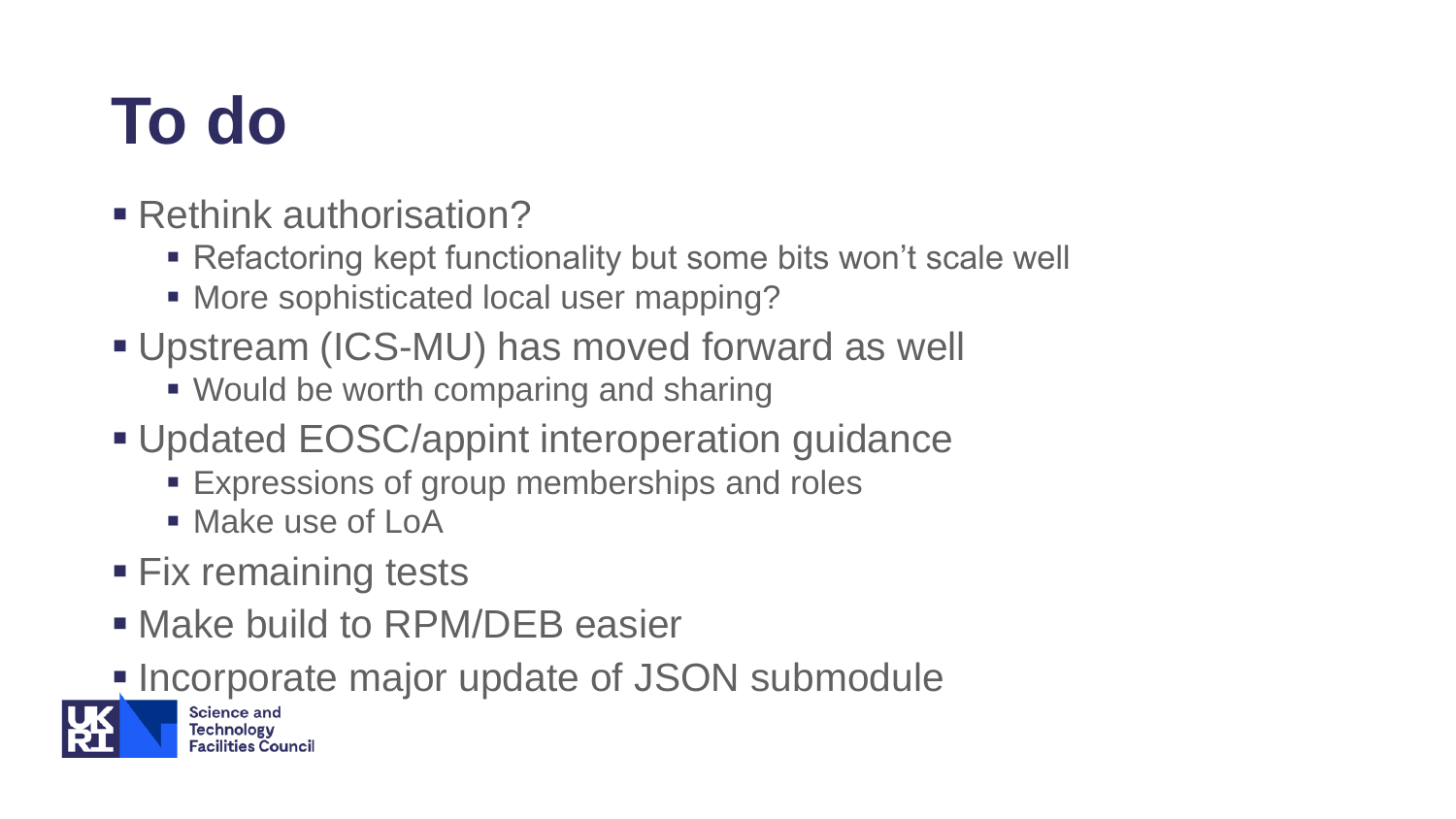# To do

- Rethink authorisation?
  - Refactoring kept functionality but some bits won't scale well
  - More sophisticated local user mapping?
- Upstream (ICS-MU) has moved forward as well
  - Would be worth comparing and sharing
- Updated EOSC/appint interoperation guidance
  - Expressions of group memberships and roles
  - Make use of LoA
- Fix remaining tests
- Make build to RPM/DEB easier
- Incorporate major update of JSON submodule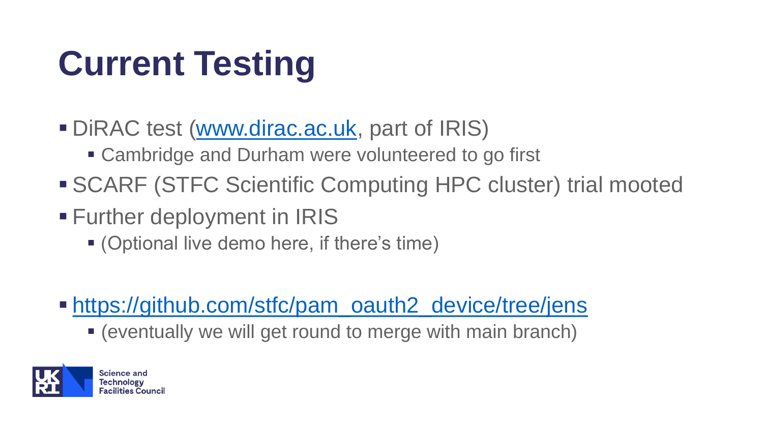# Current Testing

- DiRAC test (www.dirac.ac.uk, part of IRIS)
  - Cambridge and Durham were volunteered to go first
- SCARF (STFC Scientific Computing HPC cluster) trial mooted
- Further deployment in IRIS
  - (Optional live demo here, if there's time)

- https://github.com/stfc/pam_oauth2_device/tree/jens
  - (eventually we will get round to merge with main branch)

Science and Technology Facilities Council